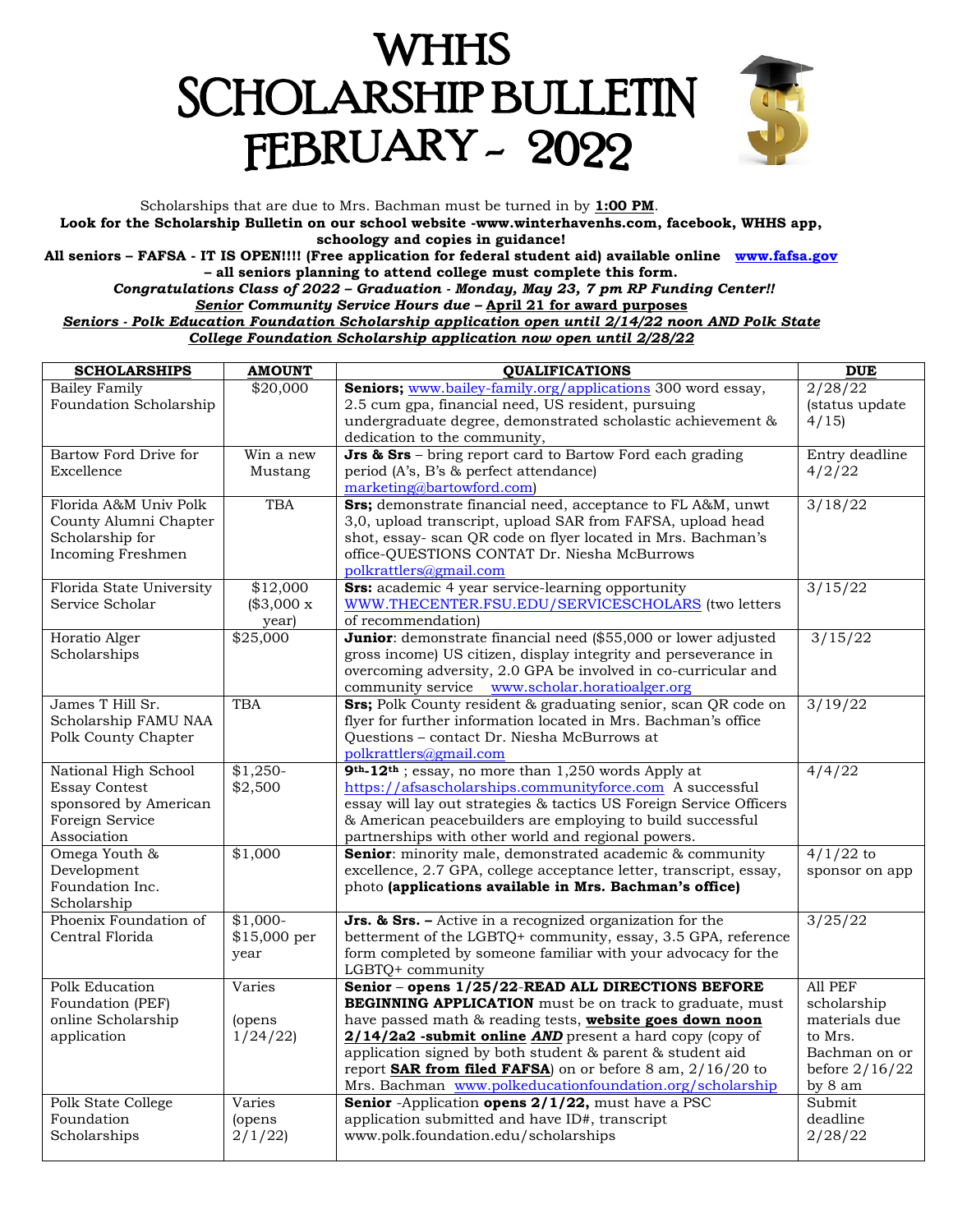# WHHS SCHOLARSHIP BULLETIN FEBRUARY - 2022

Scholarships that are due to Mrs. Bachman must be turned in by **1:00 PM**.

**Look for the Scholarship Bulletin on our school website -www.winterhavenhs.com, facebook, WHHS app, schoology and copies in guidance!**

**All seniors – FAFSA - IT IS OPEN!!!! (Free application for federal student aid) available online www.fafsa.gov – all seniors planning to attend college must complete this form.**

***Congratulations Class of 2022 – Graduation - Monday, May 23, 7 pm RP Funding Center!!***

***Senior Community Service Hours due – April 21 for award purposes***

***Seniors - Polk Education Foundation Scholarship application open until 2/14/22 noon AND Polk State College Foundation Scholarship application now open until 2/28/22***

| SCHOLARSHIPS | AMOUNT | QUALIFICATIONS | DUE |
|---|---|---|---|
| Bailey Family Foundation Scholarship | $20,000 | **Seniors;** www.bailey-family.org/applications 300 word essay, 2.5 cum gpa, financial need, US resident, pursuing undergraduate degree, demonstrated scholastic achievement & dedication to the community, | 2/28/22 (status update 4/15) |
| Bartow Ford Drive for Excellence | Win a new Mustang | **Jrs & Srs** – bring report card to Bartow Ford each grading period (A's, B's & perfect attendance) marketing@bartowford.com) | Entry deadline 4/2/22 |
| Florida A&M Univ Polk County Alumni Chapter Scholarship for Incoming Freshmen | TBA | **Srs;** demonstrate financial need, acceptance to FL A&M, unwt 3,0, upload transcript, upload SAR from FAFSA, upload head shot, essay- scan QR code on flyer located in Mrs. Bachman's office-QUESTIONS CONTAT Dr. Niesha McBurrows polkrattlers@gmail.com | 3/18/22 |
| Florida State University Service Scholar | $12,000 ($3,000 x year) | **Srs:** academic 4 year service-learning opportunity WWW.THECENTER.FSU.EDU/SERVICESCHOLARS (two letters of recommendation) | 3/15/22 |
| Horatio Alger Scholarships | $25,000 | **Junior**: demonstrate financial need ($55,000 or lower adjusted gross income) US citizen, display integrity and perseverance in overcoming adversity, 2.0 GPA be involved in co-curricular and community service www.scholar.horatioalger.org | 3/15/22 |
| James T Hill Sr. Scholarship FAMU NAA Polk County Chapter | TBA | **Srs;** Polk County resident & graduating senior, scan QR code on flyer for further information located in Mrs. Bachman's office Questions – contact Dr. Niesha McBurrows at polkrattlers@gmail.com | 3/19/22 |
| National High School Essay Contest sponsored by American Foreign Service Association | $1,250-$2,500 | **9th-12th** ; essay, no more than 1,250 words Apply at https://afsascholarships.communityforce.com A successful essay will lay out strategies & tactics US Foreign Service Officers & American peacebuilders are employing to build successful partnerships with other world and regional powers. | 4/4/22 |
| Omega Youth & Development Foundation Inc. Scholarship | $1,000 | **Senior**: minority male, demonstrated academic & community excellence, 2.7 GPA, college acceptance letter, transcript, essay, photo **(applications available in Mrs. Bachman's office)** | 4/1/22 to sponsor on app |
| Phoenix Foundation of Central Florida | $1,000-$15,000 per year | **Jrs. & Srs. –** Active in a recognized organization for the betterment of the LGBTQ+ community, essay, 3.5 GPA, reference form completed by someone familiar with your advocacy for the LGBTQ+ community | 3/25/22 |
| Polk Education Foundation (PEF) online Scholarship application | Varies (opens 1/24/22) | **Senior** – **opens 1/25/22-READ ALL DIRECTIONS BEFORE BEGINNING APPLICATION** must be on track to graduate, must have passed math & reading tests, **website goes down noon 2/14/2a2 -submit online *AND*** present a hard copy (copy of application signed by both student & parent & student aid report **SAR from filed FAFSA**) on or before 8 am, 2/16/20 to Mrs. Bachman www.polkeducationfoundation.org/scholarship | All PEF scholarship materials due to Mrs. Bachman on or before 2/16/22 by 8 am |
| Polk State College Foundation Scholarships | Varies (opens 2/1/22) | **Senior** -Application **opens 2/1/22,** must have a PSC application submitted and have ID#, transcript www.polk.foundation.edu/scholarships | Submit deadline 2/28/22 |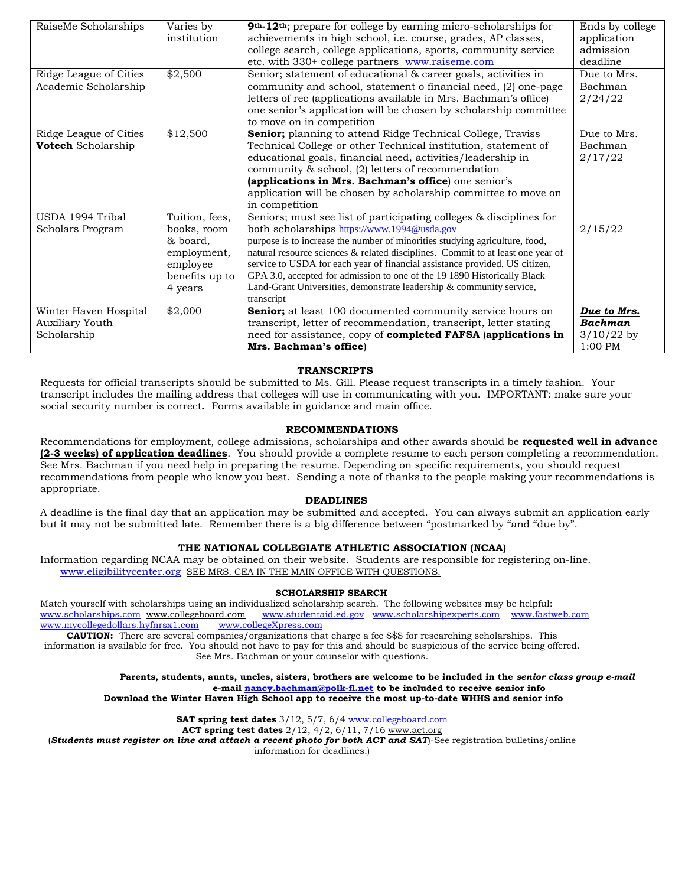| | | | |
|---|---|---|---|
| RaiseMe Scholarships | Varies by institution | **9th-12th**; prepare for college by earning micro-scholarships for achievements in high school, i.e. course, grades, AP classes, college search, college applications, sports, community service etc. with 330+ college partners www.raiseme.com | Ends by college application admission deadline |
| Ridge League of Cities Academic Scholarship | $2,500 | Senior; statement of educational & career goals, activities in community and school, statement o financial need, (2) one-page letters of rec (applications available in Mrs. Bachman's office) one senior's application will be chosen by scholarship committee to move on in competition | Due to Mrs. Bachman 2/24/22 |
| Ridge League of Cities **Votech** Scholarship | $12,500 | **Senior;** planning to attend Ridge Technical College, Traviss Technical College or other Technical institution, statement of educational goals, financial need, activities/leadership in community & school, (2) letters of recommendation **(applications in Mrs. Bachman's office**) one senior's application will be chosen by scholarship committee to move on in competition | Due to Mrs. Bachman 2/17/22 |
| USDA 1994 Tribal Scholars Program | Tuition, fees, books, room & board, employment, employee benefits up to 4 years | Seniors; must see list of participating colleges & disciplines for both scholarships https://www.1994@usda.gov purpose is to increase the number of minorities studying agriculture, food, natural resource sciences & related disciplines. Commit to at least one year of service to USDA for each year of financial assistance provided. US citizen, GPA 3.0, accepted for admission to one of the 19 1890 Historically Black Land-Grant Universities, demonstrate leadership & community service, transcript | 2/15/22 |
| Winter Haven Hospital Auxiliary Youth Scholarship | $2,000 | **Senior;** at least 100 documented community service hours on transcript, letter of recommendation, transcript, letter stating need for assistance, copy of **completed FAFSA** (**applications in Mrs. Bachman's office**) | ***Due to Mrs. Bachman*** 3/10/22 by 1:00 PM |

## TRANSCRIPTS

Requests for official transcripts should be submitted to Ms. Gill. Please request transcripts in a timely fashion. Your transcript includes the mailing address that colleges will use in communicating with you. IMPORTANT: make sure your social security number is correct**.** Forms available in guidance and main office.

## RECOMMENDATIONS

Recommendations for employment, college admissions, scholarships and other awards should be **requested well in advance (2-3 weeks) of application deadlines**. You should provide a complete resume to each person completing a recommendation. See Mrs. Bachman if you need help in preparing the resume. Depending on specific requirements, you should request recommendations from people who know you best. Sending a note of thanks to the people making your recommendations is appropriate.

## DEADLINES

A deadline is the final day that an application may be submitted and accepted. You can always submit an application early but it may not be submitted late. Remember there is a big difference between "postmarked by "and "due by".

## THE NATIONAL COLLEGIATE ATHLETIC ASSOCIATION (NCAA)

Information regarding NCAA may be obtained on their website. Students are responsible for registering on-line. www.eligibilitycenter.org SEE MRS. CEA IN THE MAIN OFFICE WITH QUESTIONS.

## SCHOLARSHIP SEARCH

Match yourself with scholarships using an individualized scholarship search. The following websites may be helpful:
www.scholarships.com www.collegeboard.com www.studentaid.ed.gov www.scholarshipexperts.com www.fastweb.com www.mycollegedollars.hyfnrsx1.com www.collegeXpress.com

**CAUTION:** There are several companies/organizations that charge a fee $$$ for researching scholarships. This information is available for free. You should not have to pay for this and should be suspicious of the service being offered. See Mrs. Bachman or your counselor with questions.

**Parents, students, aunts, uncles, sisters, brothers are welcome to be included in the *senior class group e-mail***
**e-mail nancy.bachman@polk-fl.net to be included to receive senior info**
**Download the Winter Haven High School app to receive the most up-to-date WHHS and senior info**

**SAT spring test dates** 3/12, 5/7, 6/4 www.collegeboard.com
**ACT spring test dates** 2/12, 4/2, 6/11, 7/16 www.act.org
(***Students must register on line and attach a recent photo for both ACT and SAT***)-See registration bulletins/online information for deadlines.)